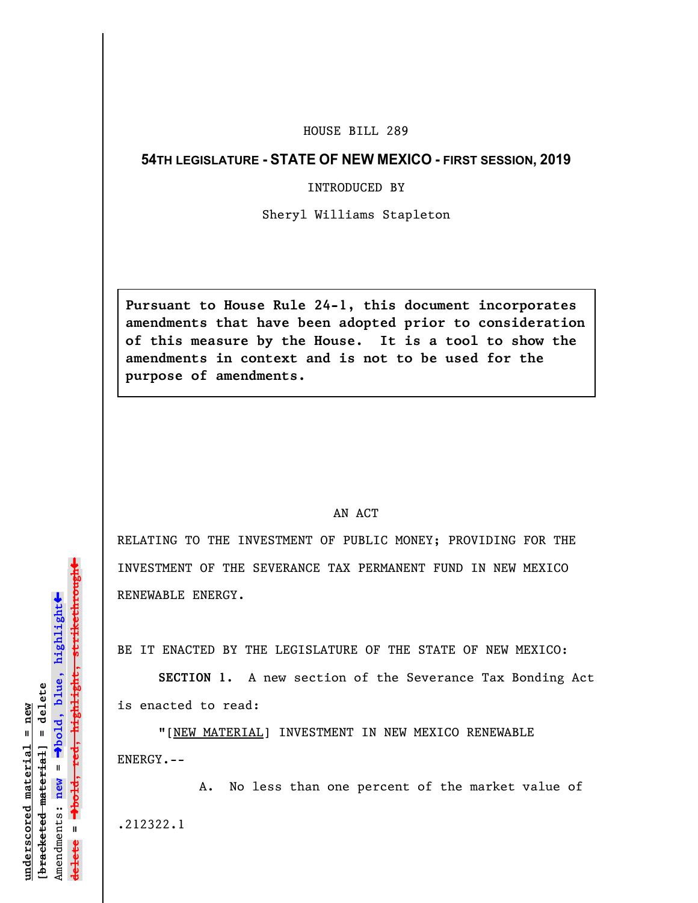HOUSE BILL 289

**54TH LEGISLATURE - STATE OF NEW MEXICO - FIRST SESSION, 2019**

INTRODUCED BY

Sheryl Williams Stapleton

**Pursuant to House Rule 24-1, this document incorporates amendments that have been adopted prior to consideration of this measure by the House. It is a tool to show the amendments in context and is not to be used for the purpose of amendments.**

AN ACT

RELATING TO THE INVESTMENT OF PUBLIC MONEY; PROVIDING FOR THE INVESTMENT OF THE SEVERANCE TAX PERMANENT FUND IN NEW MEXICO RENEWABLE ENERGY.

BE IT ENACTED BY THE LEGISLATURE OF THE STATE OF NEW MEXICO:

**SECTION 1.** A new section of the Severance Tax Bonding Act is enacted to read:

"[NEW MATERIAL] INVESTMENT IN NEW MEXICO RENEWABLE ENERGY.--

A. No less than one percent of the market value of

.212322.1

underscored material = new
[bracketed material] = delete
Amendments: new = →bold, blue, highlight←
delete = →bold, red, highlight, strikethrough←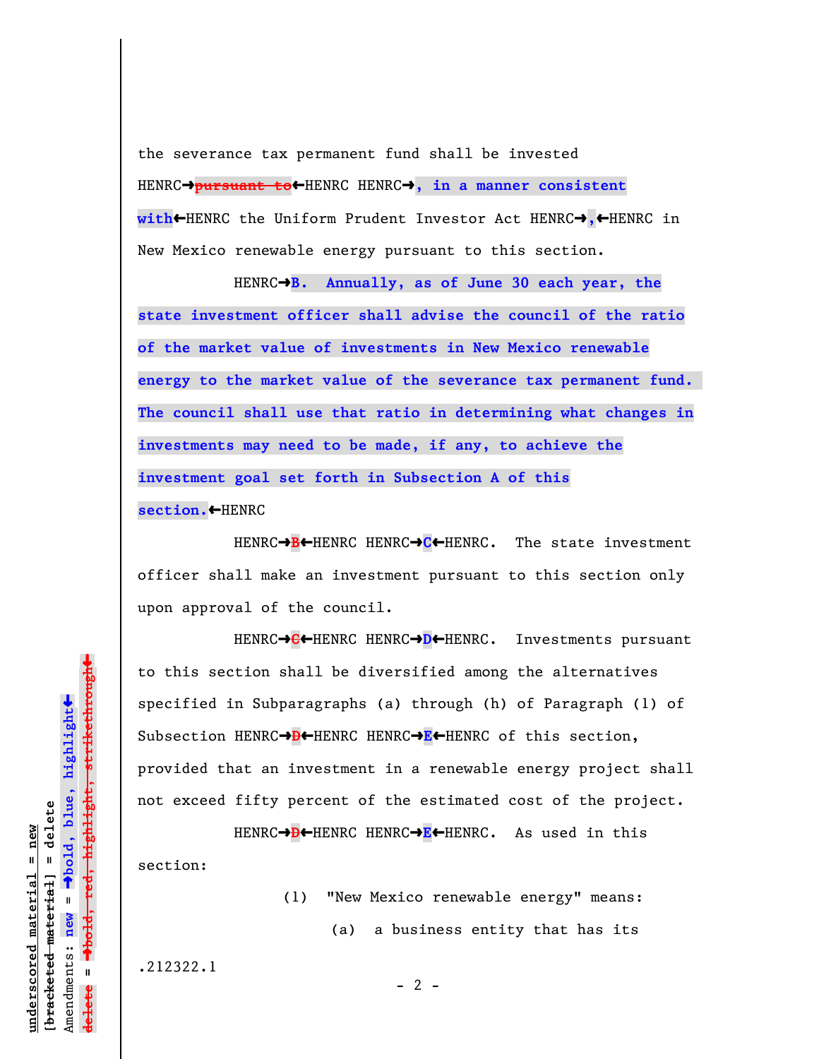the severance tax permanent fund shall be invested HENRC➔~~pursuant to~~⬅HENRC HENRC➔**, in a manner consistent with**⬅HENRC the Uniform Prudent Investor Act HENRC➔**,**⬅HENRC in New Mexico renewable energy pursuant to this section.

HENRC➔**B. Annually, as of June 30 each year, the state investment officer shall advise the council of the ratio of the market value of investments in New Mexico renewable energy to the market value of the severance tax permanent fund. The council shall use that ratio in determining what changes in investments may need to be made, if any, to achieve the investment goal set forth in Subsection A of this section.**⬅HENRC

HENRC➔~~B~~⬅HENRC HENRC➔**C**⬅HENRC. The state investment officer shall make an investment pursuant to this section only upon approval of the council.

HENRC➔~~C~~⬅HENRC HENRC➔**D**⬅HENRC. Investments pursuant to this section shall be diversified among the alternatives specified in Subparagraphs (a) through (h) of Paragraph (1) of Subsection HENRC➔~~D~~⬅HENRC HENRC➔**E**⬅HENRC of this section, provided that an investment in a renewable energy project shall not exceed fifty percent of the estimated cost of the project.

HENRC➔~~D~~⬅HENRC HENRC➔**E**⬅HENRC. As used in this section:

(1) "New Mexico renewable energy" means:

(a) a business entity that has its

.212322.1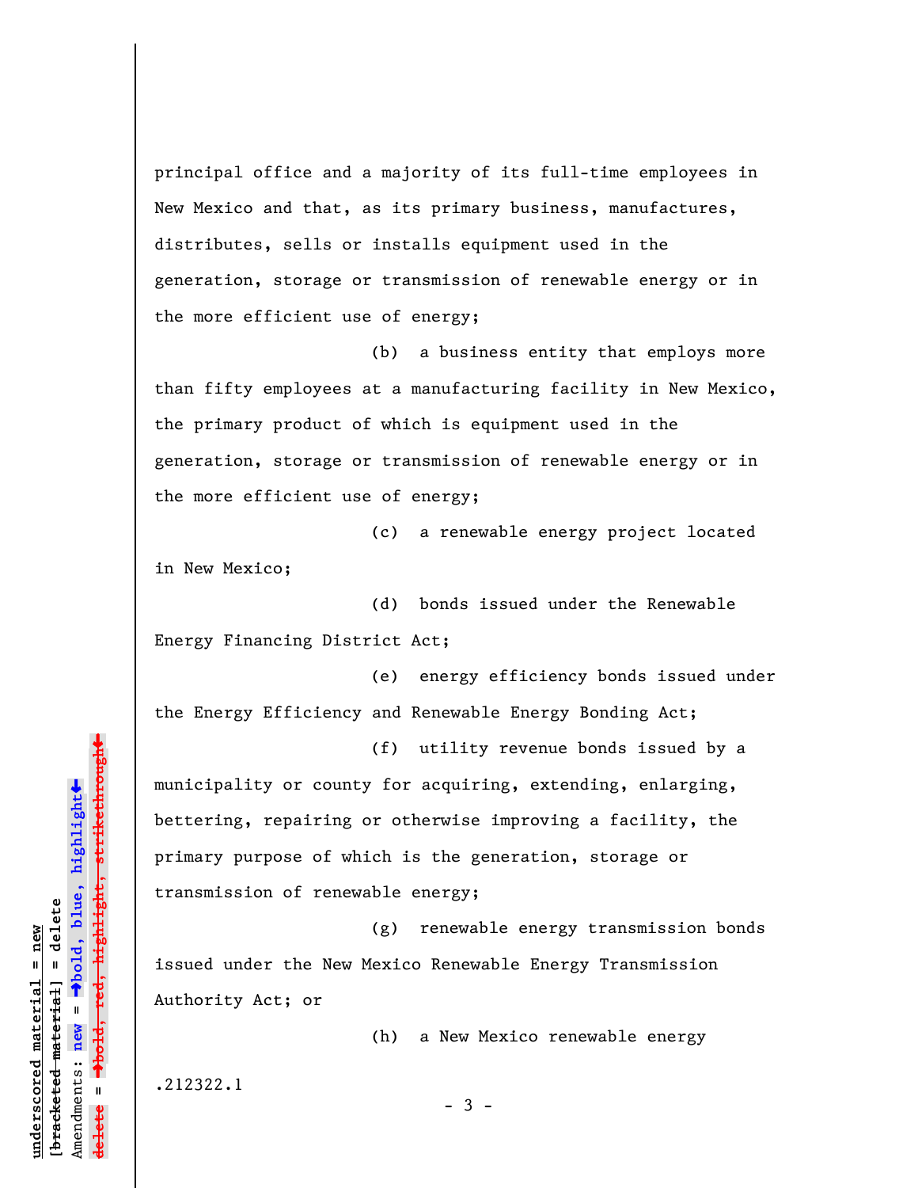principal office and a majority of its full-time employees in New Mexico and that, as its primary business, manufactures, distributes, sells or installs equipment used in the generation, storage or transmission of renewable energy or in the more efficient use of energy;

(b) a business entity that employs more than fifty employees at a manufacturing facility in New Mexico, the primary product of which is equipment used in the generation, storage or transmission of renewable energy or in the more efficient use of energy;

(c) a renewable energy project located in New Mexico;

(d) bonds issued under the Renewable Energy Financing District Act;

(e) energy efficiency bonds issued under the Energy Efficiency and Renewable Energy Bonding Act;

(f) utility revenue bonds issued by a municipality or county for acquiring, extending, enlarging, bettering, repairing or otherwise improving a facility, the primary purpose of which is the generation, storage or transmission of renewable energy;

(g) renewable energy transmission bonds issued under the New Mexico Renewable Energy Transmission Authority Act; or

(h) a New Mexico renewable energy

.212322.1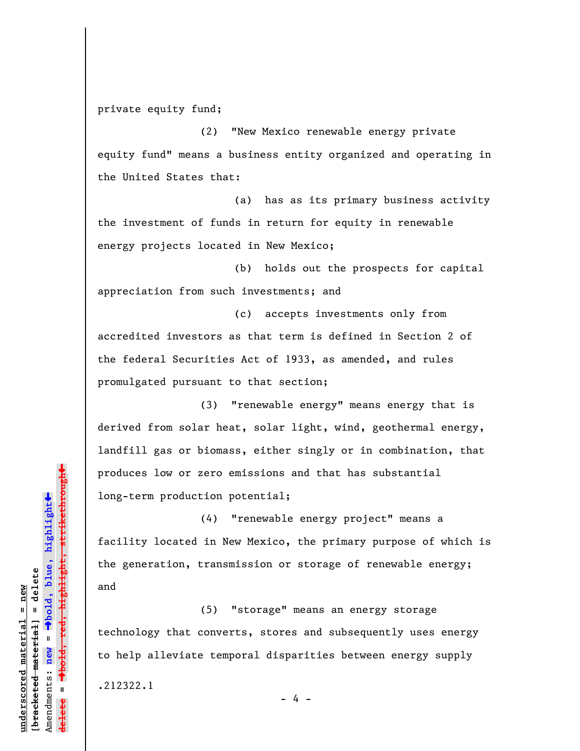private equity fund;

(2) "New Mexico renewable energy private equity fund" means a business entity organized and operating in the United States that:

(a) has as its primary business activity the investment of funds in return for equity in renewable energy projects located in New Mexico;

(b) holds out the prospects for capital appreciation from such investments; and

(c) accepts investments only from accredited investors as that term is defined in Section 2 of the federal Securities Act of 1933, as amended, and rules promulgated pursuant to that section;

(3) "renewable energy" means energy that is derived from solar heat, solar light, wind, geothermal energy, landfill gas or biomass, either singly or in combination, that produces low or zero emissions and that has substantial long-term production potential;

(4) "renewable energy project" means a facility located in New Mexico, the primary purpose of which is the generation, transmission or storage of renewable energy; and

(5) "storage" means an energy storage technology that converts, stores and subsequently uses energy to help alleviate temporal disparities between energy supply

.212322.1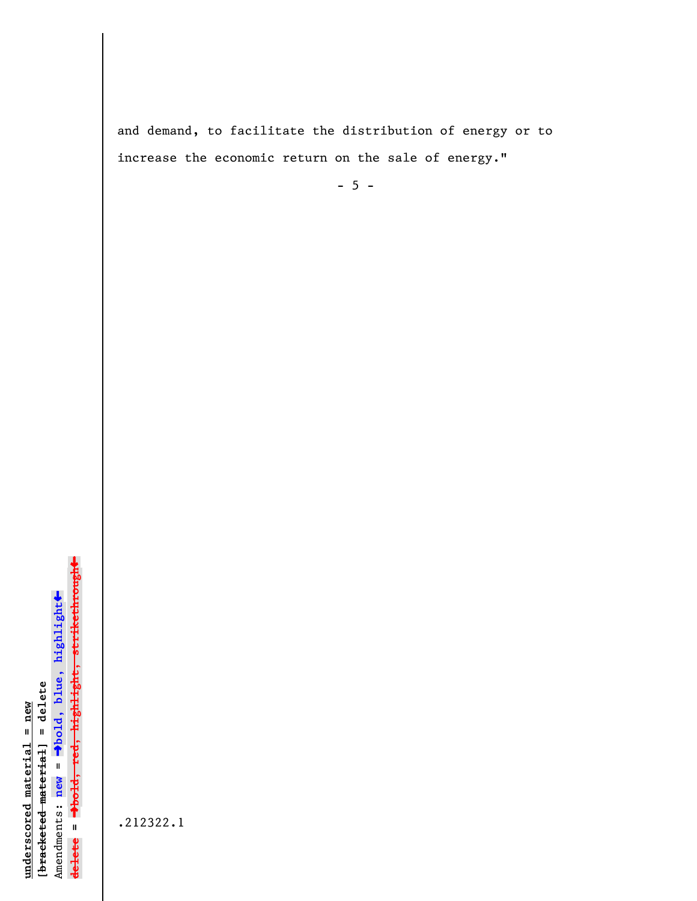and demand, to facilitate the distribution of energy or to increase the economic return on the sale of energy."

.212322.1